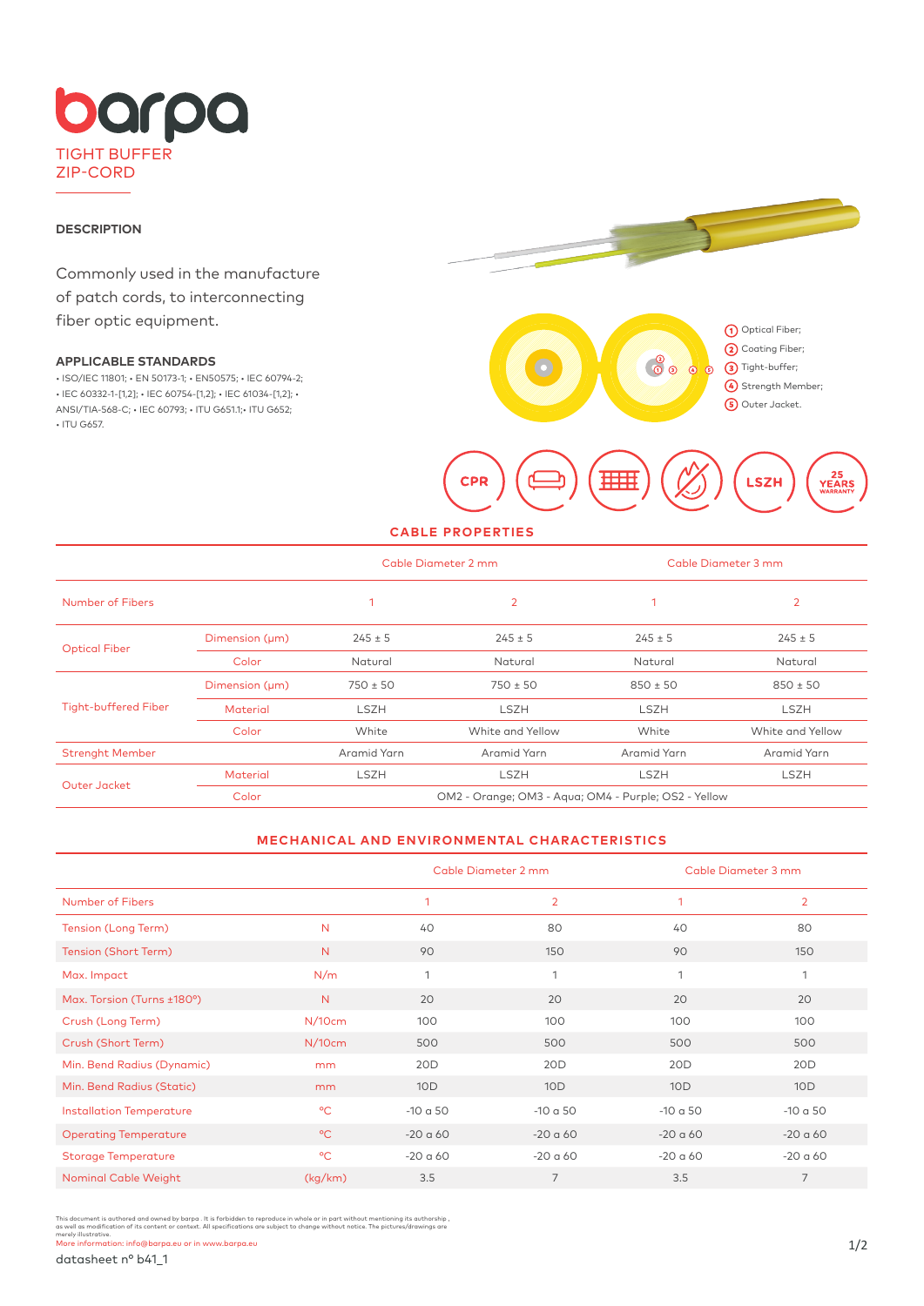# barpa

TIGHT BUFFER ZIP-CORD

## DESCRIPTION

Commonly used in the manufacture of patch cords, to interconnecting fiber optic equipment.

### APPLICABLE STANDARDS

• ISO/IEC 11801; • EN 50173-1; • EN50575; • IEC 60794-2; • IEC 60332-1-[1,2]; • IEC 60754-[1,2]; • IEC 61034-[1,2]; • ANSI/TIA-568-C; • IEC 60793; • ITU G651.1;• ITU G652; • ITU G657.

1. Optical Fiber;
2. Coating Fiber;
3. Tight-buffer;
4. Strength Member;
5. Outer Jacket.

CPR | LSZH | 25 YEARS WARRANTY

## CABLE PROPERTIES

| | | Cable Diameter 2 mm | | Cable Diameter 3 mm | |
|---|---|---|---|---|---|
| Number of Fibers | | 1 | 2 | 1 | 2 |
| Optical Fiber | Dimension (μm) | 245 ± 5 | 245 ± 5 | 245 ± 5 | 245 ± 5 |
| | Color | Natural | Natural | Natural | Natural |
| Tight-buffered Fiber | Dimension (μm) | 750 ± 50 | 750 ± 50 | 850 ± 50 | 850 ± 50 |
| | Material | LSZH | LSZH | LSZH | LSZH |
| | Color | White | White and Yellow | White | White and Yellow |
| Strenght Member | | Aramid Yarn | Aramid Yarn | Aramid Yarn | Aramid Yarn |
| Outer Jacket | Material | LSZH | LSZH | LSZH | LSZH |
| | Color | OM2 - Orange; OM3 - Aqua; OM4 - Purple; OS2 - Yellow | | | |

## MECHANICAL AND ENVIRONMENTAL CHARACTERISTICS

| | | Cable Diameter 2 mm | | Cable Diameter 3 mm | |
|---|---|---|---|---|---|
| Number of Fibers | | 1 | 2 | 1 | 2 |
| Tension (Long Term) | N | 40 | 80 | 40 | 80 |
| Tension (Short Term) | N | 90 | 150 | 90 | 150 |
| Max. Impact | N/m | 1 | 1 | 1 | 1 |
| Max. Torsion (Turns ±180º) | N | 20 | 20 | 20 | 20 |
| Crush (Long Term) | N/10cm | 100 | 100 | 100 | 100 |
| Crush (Short Term) | N/10cm | 500 | 500 | 500 | 500 |
| Min. Bend Radius (Dynamic) | mm | 20D | 20D | 20D | 20D |
| Min. Bend Radius (Static) | mm | 10D | 10D | 10D | 10D |
| Installation Temperature | ºC | -10 a 50 | -10 a 50 | -10 a 50 | -10 a 50 |
| Operating Temperature | ºC | -20 a 60 | -20 a 60 | -20 a 60 | -20 a 60 |
| Storage Temperature | ºC | -20 a 60 | -20 a 60 | -20 a 60 | -20 a 60 |
| Nominal Cable Weight | (kg/km) | 3.5 | 7 | 3.5 | 7 |

This document is authored and owned by barpa . It is forbidden to reproduce in whole or in part without mentioning its authorship , as well as modification of its content or context. All specifications are subject to change without notice. The pictures/drawings are merely illustrative.
More information: info@barpa.eu or in www.barpa.eu

datasheet nº b41_1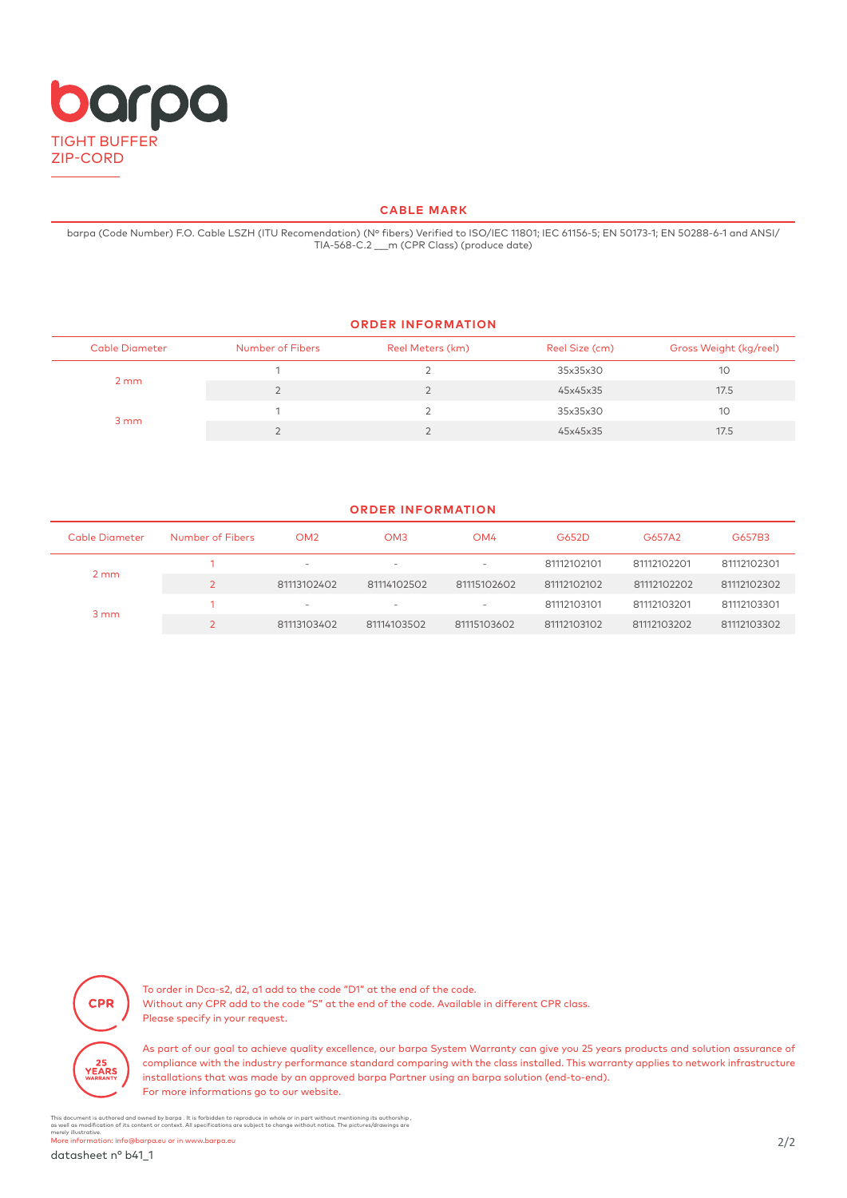# barpa

TIGHT BUFFER
ZIP-CORD

## CABLE MARK

barpa (Code Number) F.O. Cable LSZH (ITU Recomendation) (Nº fibers) Verified to ISO/IEC 11801; IEC 61156-5; EN 50173-1; EN 50288-6-1 and ANSI/TIA-568-C.2 ___m (CPR Class) (produce date)

## ORDER INFORMATION

| Cable Diameter | Number of Fibers | Reel Meters (km) | Reel Size (cm) | Gross Weight (kg/reel) |
|---|---|---|---|---|
| 2 mm | 1 | 2 | 35x35x30 | 10 |
| | 2 | 2 | 45x45x35 | 17.5 |
| 3 mm | 1 | 2 | 35x35x30 | 10 |
| | 2 | 2 | 45x45x35 | 17.5 |

## ORDER INFORMATION

| Cable Diameter | Number of Fibers | OM2 | OM3 | OM4 | G652D | G657A2 | G657B3 |
|---|---|---|---|---|---|---|---|
| 2 mm | 1 | - | - | - | 81112102101 | 81112102201 | 81112102301 |
| | 2 | 81113102402 | 81114102502 | 81115102602 | 81112102102 | 81112102202 | 81112102302 |
| 3 mm | 1 | - | - | - | 81112103101 | 81112103201 | 81112103301 |
| | 2 | 81113103402 | 81114103502 | 81115103602 | 81112103102 | 81112103202 | 81112103302 |

CPR

To order in Dca-s2, d2, a1 add to the code "D1" at the end of the code.
Without any CPR add to the code "S" at the end of the code. Available in different CPR class.
Please specify in your request.

25 YEARS WARRANTY

As part of our goal to achieve quality excellence, our barpa System Warranty can give you 25 years products and solution assurance of compliance with the industry performance standard comparing with the class installed. This warranty applies to network infrastructure installations that was made by an approved barpa Partner using an barpa solution (end-to-end).
For more informations go to our website.

This document is authored and owned by barpa . It is forbidden to reproduce in whole or in part without mentioning its authorship , as well as modification of its content or context. All specifications are subject to change without notice. The pictures/drawings are merely illustrative.
More information: info@barpa.eu or in www.barpa.eu

datasheet nº b41_1